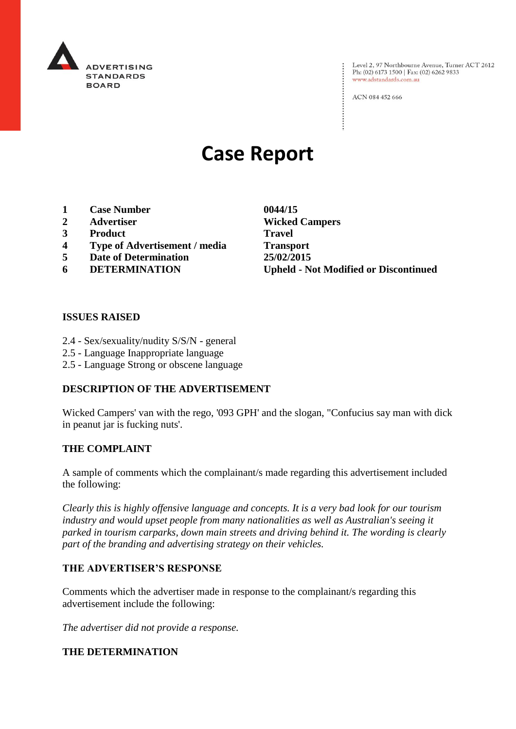ADVERTISING STANDARDS BOARD

Level 2, 97 Northbourne Avenue, Turner ACT 2612
Ph: (02) 6173 1500 | Fax: (02) 6262 9833
www.adstandards.com.au

ACN 084 452 666

# Case Report

| | | |
|---|---|---|
| **1** | **Case Number** | **0044/15** |
| **2** | **Advertiser** | **Wicked Campers** |
| **3** | **Product** | **Travel** |
| **4** | **Type of Advertisement / media** | **Transport** |
| **5** | **Date of Determination** | **25/02/2015** |
| **6** | **DETERMINATION** | **Upheld - Not Modified or Discontinued** |

### ISSUES RAISED

2.4 - Sex/sexuality/nudity S/S/N - general
2.5 - Language Inappropriate language
2.5 - Language Strong or obscene language

### DESCRIPTION OF THE ADVERTISEMENT

Wicked Campers' van with the rego, '093 GPH' and the slogan, "Confucius say man with dick in peanut jar is fucking nuts'.

### THE COMPLAINT

A sample of comments which the complainant/s made regarding this advertisement included the following:

*Clearly this is highly offensive language and concepts. It is a very bad look for our tourism industry and would upset people from many nationalities as well as Australian's seeing it parked in tourism carparks, down main streets and driving behind it. The wording is clearly part of the branding and advertising strategy on their vehicles.*

### THE ADVERTISER'S RESPONSE

Comments which the advertiser made in response to the complainant/s regarding this advertisement include the following:

*The advertiser did not provide a response.*

### THE DETERMINATION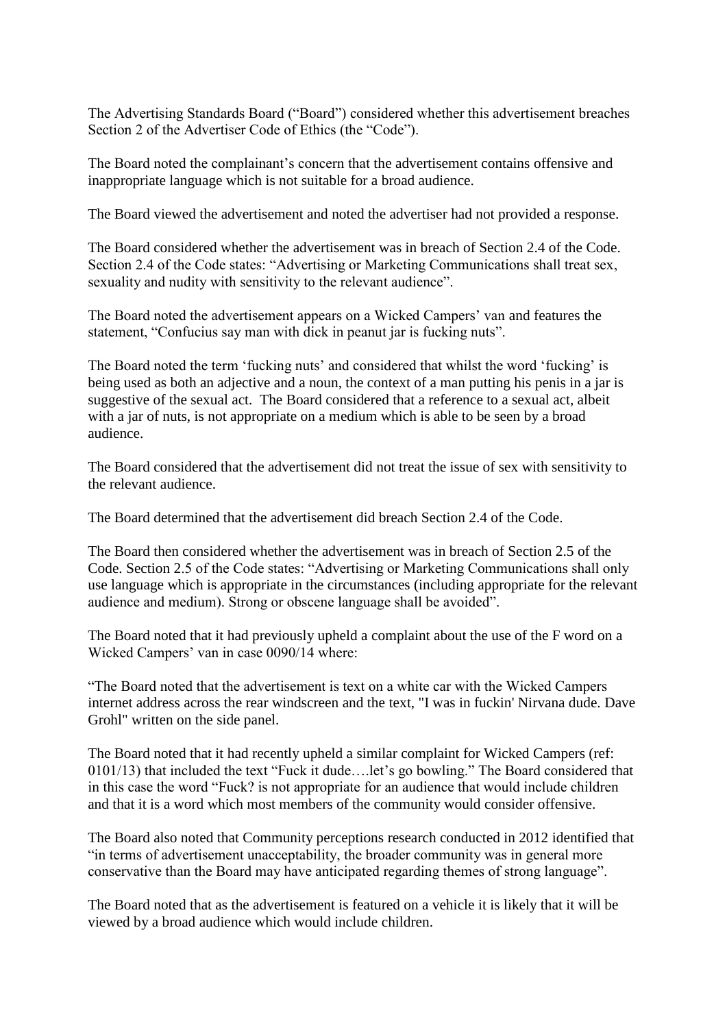The Advertising Standards Board ("Board") considered whether this advertisement breaches Section 2 of the Advertiser Code of Ethics (the "Code").

The Board noted the complainant's concern that the advertisement contains offensive and inappropriate language which is not suitable for a broad audience.

The Board viewed the advertisement and noted the advertiser had not provided a response.

The Board considered whether the advertisement was in breach of Section 2.4 of the Code. Section 2.4 of the Code states: "Advertising or Marketing Communications shall treat sex, sexuality and nudity with sensitivity to the relevant audience".

The Board noted the advertisement appears on a Wicked Campers' van and features the statement, "Confucius say man with dick in peanut jar is fucking nuts".

The Board noted the term 'fucking nuts' and considered that whilst the word 'fucking' is being used as both an adjective and a noun, the context of a man putting his penis in a jar is suggestive of the sexual act. The Board considered that a reference to a sexual act, albeit with a jar of nuts, is not appropriate on a medium which is able to be seen by a broad audience.

The Board considered that the advertisement did not treat the issue of sex with sensitivity to the relevant audience.

The Board determined that the advertisement did breach Section 2.4 of the Code.

The Board then considered whether the advertisement was in breach of Section 2.5 of the Code. Section 2.5 of the Code states: "Advertising or Marketing Communications shall only use language which is appropriate in the circumstances (including appropriate for the relevant audience and medium). Strong or obscene language shall be avoided".

The Board noted that it had previously upheld a complaint about the use of the F word on a Wicked Campers' van in case 0090/14 where:

"The Board noted that the advertisement is text on a white car with the Wicked Campers internet address across the rear windscreen and the text, "I was in fuckin' Nirvana dude. Dave Grohl" written on the side panel.

The Board noted that it had recently upheld a similar complaint for Wicked Campers (ref: 0101/13) that included the text "Fuck it dude….let's go bowling." The Board considered that in this case the word "Fuck? is not appropriate for an audience that would include children and that it is a word which most members of the community would consider offensive.

The Board also noted that Community perceptions research conducted in 2012 identified that "in terms of advertisement unacceptability, the broader community was in general more conservative than the Board may have anticipated regarding themes of strong language".

The Board noted that as the advertisement is featured on a vehicle it is likely that it will be viewed by a broad audience which would include children.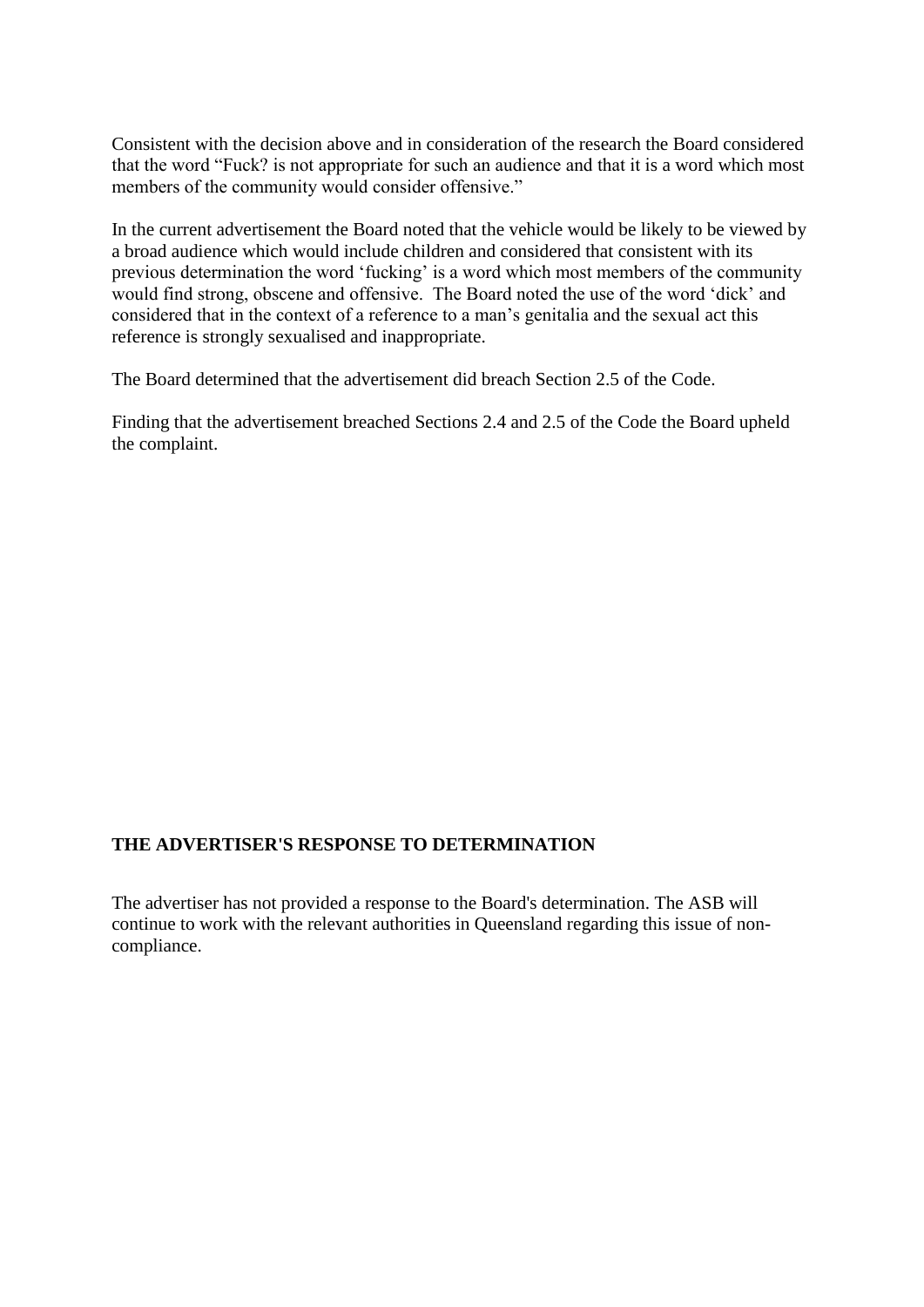Consistent with the decision above and in consideration of the research the Board considered that the word "Fuck? is not appropriate for such an audience and that it is a word which most members of the community would consider offensive."

In the current advertisement the Board noted that the vehicle would be likely to be viewed by a broad audience which would include children and considered that consistent with its previous determination the word 'fucking' is a word which most members of the community would find strong, obscene and offensive. The Board noted the use of the word 'dick' and considered that in the context of a reference to a man's genitalia and the sexual act this reference is strongly sexualised and inappropriate.

The Board determined that the advertisement did breach Section 2.5 of the Code.

Finding that the advertisement breached Sections 2.4 and 2.5 of the Code the Board upheld the complaint.

**THE ADVERTISER'S RESPONSE TO DETERMINATION**

The advertiser has not provided a response to the Board's determination. The ASB will continue to work with the relevant authorities in Queensland regarding this issue of non-compliance.